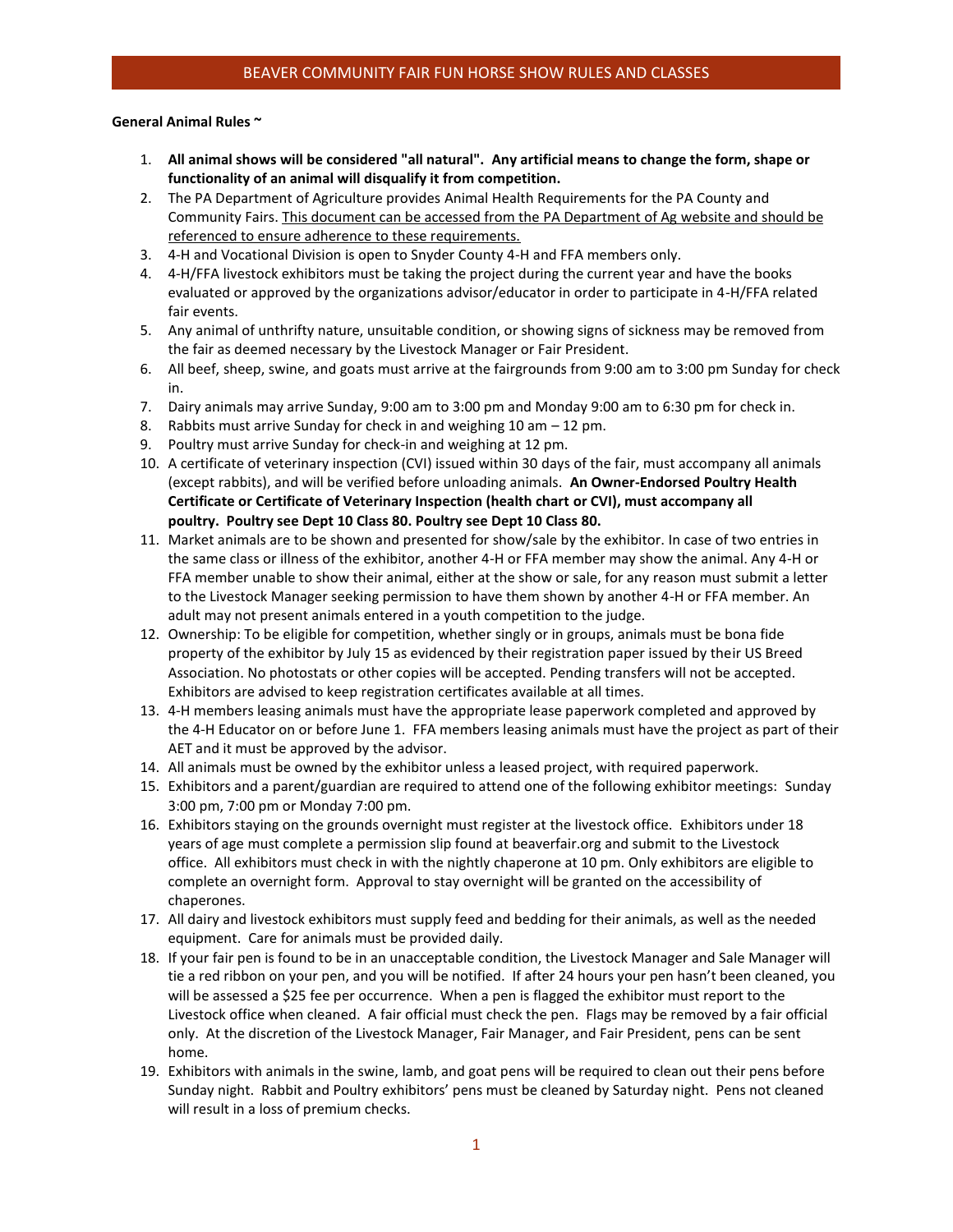# BEAVER COMMUNITY FAIR FUN HORSE SHOW RULES AND CLASSES

**General Animal Rules ~**

1. **All animal shows will be considered "all natural". Any artificial means to change the form, shape or functionality of an animal will disqualify it from competition.**
2. The PA Department of Agriculture provides Animal Health Requirements for the PA County and Community Fairs. This document can be accessed from the PA Department of Ag website and should be referenced to ensure adherence to these requirements.
3. 4-H and Vocational Division is open to Snyder County 4-H and FFA members only.
4. 4-H/FFA livestock exhibitors must be taking the project during the current year and have the books evaluated or approved by the organizations advisor/educator in order to participate in 4-H/FFA related fair events.
5. Any animal of unthrifty nature, unsuitable condition, or showing signs of sickness may be removed from the fair as deemed necessary by the Livestock Manager or Fair President.
6. All beef, sheep, swine, and goats must arrive at the fairgrounds from 9:00 am to 3:00 pm Sunday for check in.
7. Dairy animals may arrive Sunday, 9:00 am to 3:00 pm and Monday 9:00 am to 6:30 pm for check in.
8. Rabbits must arrive Sunday for check in and weighing 10 am – 12 pm.
9. Poultry must arrive Sunday for check-in and weighing at 12 pm.
10. A certificate of veterinary inspection (CVI) issued within 30 days of the fair, must accompany all animals (except rabbits), and will be verified before unloading animals. **An Owner-Endorsed Poultry Health Certificate or Certificate of Veterinary Inspection (health chart or CVI), must accompany all poultry. Poultry see Dept 10 Class 80. Poultry see Dept 10 Class 80.**
11. Market animals are to be shown and presented for show/sale by the exhibitor. In case of two entries in the same class or illness of the exhibitor, another 4-H or FFA member may show the animal. Any 4-H or FFA member unable to show their animal, either at the show or sale, for any reason must submit a letter to the Livestock Manager seeking permission to have them shown by another 4-H or FFA member. An adult may not present animals entered in a youth competition to the judge.
12. Ownership: To be eligible for competition, whether singly or in groups, animals must be bona fide property of the exhibitor by July 15 as evidenced by their registration paper issued by their US Breed Association. No photostats or other copies will be accepted. Pending transfers will not be accepted. Exhibitors are advised to keep registration certificates available at all times.
13. 4-H members leasing animals must have the appropriate lease paperwork completed and approved by the 4-H Educator on or before June 1. FFA members leasing animals must have the project as part of their AET and it must be approved by the advisor.
14. All animals must be owned by the exhibitor unless a leased project, with required paperwork.
15. Exhibitors and a parent/guardian are required to attend one of the following exhibitor meetings: Sunday 3:00 pm, 7:00 pm or Monday 7:00 pm.
16. Exhibitors staying on the grounds overnight must register at the livestock office. Exhibitors under 18 years of age must complete a permission slip found at beaverfair.org and submit to the Livestock office. All exhibitors must check in with the nightly chaperone at 10 pm. Only exhibitors are eligible to complete an overnight form. Approval to stay overnight will be granted on the accessibility of chaperones.
17. All dairy and livestock exhibitors must supply feed and bedding for their animals, as well as the needed equipment. Care for animals must be provided daily.
18. If your fair pen is found to be in an unacceptable condition, the Livestock Manager and Sale Manager will tie a red ribbon on your pen, and you will be notified. If after 24 hours your pen hasn't been cleaned, you will be assessed a $25 fee per occurrence. When a pen is flagged the exhibitor must report to the Livestock office when cleaned. A fair official must check the pen. Flags may be removed by a fair official only. At the discretion of the Livestock Manager, Fair Manager, and Fair President, pens can be sent home.
19. Exhibitors with animals in the swine, lamb, and goat pens will be required to clean out their pens before Sunday night. Rabbit and Poultry exhibitors' pens must be cleaned by Saturday night. Pens not cleaned will result in a loss of premium checks.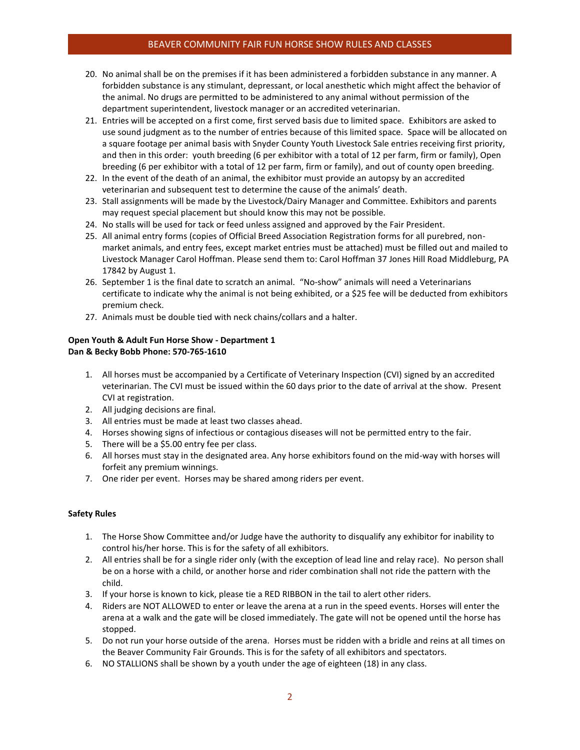20. No animal shall be on the premises if it has been administered a forbidden substance in any manner. A forbidden substance is any stimulant, depressant, or local anesthetic which might affect the behavior of the animal. No drugs are permitted to be administered to any animal without permission of the department superintendent, livestock manager or an accredited veterinarian.
21. Entries will be accepted on a first come, first served basis due to limited space. Exhibitors are asked to use sound judgment as to the number of entries because of this limited space. Space will be allocated on a square footage per animal basis with Snyder County Youth Livestock Sale entries receiving first priority, and then in this order: youth breeding (6 per exhibitor with a total of 12 per farm, firm or family), Open breeding (6 per exhibitor with a total of 12 per farm, firm or family), and out of county open breeding.
22. In the event of the death of an animal, the exhibitor must provide an autopsy by an accredited veterinarian and subsequent test to determine the cause of the animals' death.
23. Stall assignments will be made by the Livestock/Dairy Manager and Committee. Exhibitors and parents may request special placement but should know this may not be possible.
24. No stalls will be used for tack or feed unless assigned and approved by the Fair President.
25. All animal entry forms (copies of Official Breed Association Registration forms for all purebred, non-market animals, and entry fees, except market entries must be attached) must be filled out and mailed to Livestock Manager Carol Hoffman. Please send them to: Carol Hoffman 37 Jones Hill Road Middleburg, PA 17842 by August 1.
26. September 1 is the final date to scratch an animal. "No-show" animals will need a Veterinarians certificate to indicate why the animal is not being exhibited, or a $25 fee will be deducted from exhibitors premium check.
27. Animals must be double tied with neck chains/collars and a halter.

**Open Youth & Adult Fun Horse Show - Department 1**
**Dan & Becky Bobb Phone: 570-765-1610**

1. All horses must be accompanied by a Certificate of Veterinary Inspection (CVI) signed by an accredited veterinarian. The CVI must be issued within the 60 days prior to the date of arrival at the show. Present CVI at registration.
2. All judging decisions are final.
3. All entries must be made at least two classes ahead.
4. Horses showing signs of infectious or contagious diseases will not be permitted entry to the fair.
5. There will be a $5.00 entry fee per class.
6. All horses must stay in the designated area. Any horse exhibitors found on the mid-way with horses will forfeit any premium winnings.
7. One rider per event. Horses may be shared among riders per event.

**Safety Rules**

1. The Horse Show Committee and/or Judge have the authority to disqualify any exhibitor for inability to control his/her horse. This is for the safety of all exhibitors.
2. All entries shall be for a single rider only (with the exception of lead line and relay race). No person shall be on a horse with a child, or another horse and rider combination shall not ride the pattern with the child.
3. If your horse is known to kick, please tie a RED RIBBON in the tail to alert other riders.
4. Riders are NOT ALLOWED to enter or leave the arena at a run in the speed events. Horses will enter the arena at a walk and the gate will be closed immediately. The gate will not be opened until the horse has stopped.
5. Do not run your horse outside of the arena. Horses must be ridden with a bridle and reins at all times on the Beaver Community Fair Grounds. This is for the safety of all exhibitors and spectators.
6. NO STALLIONS shall be shown by a youth under the age of eighteen (18) in any class.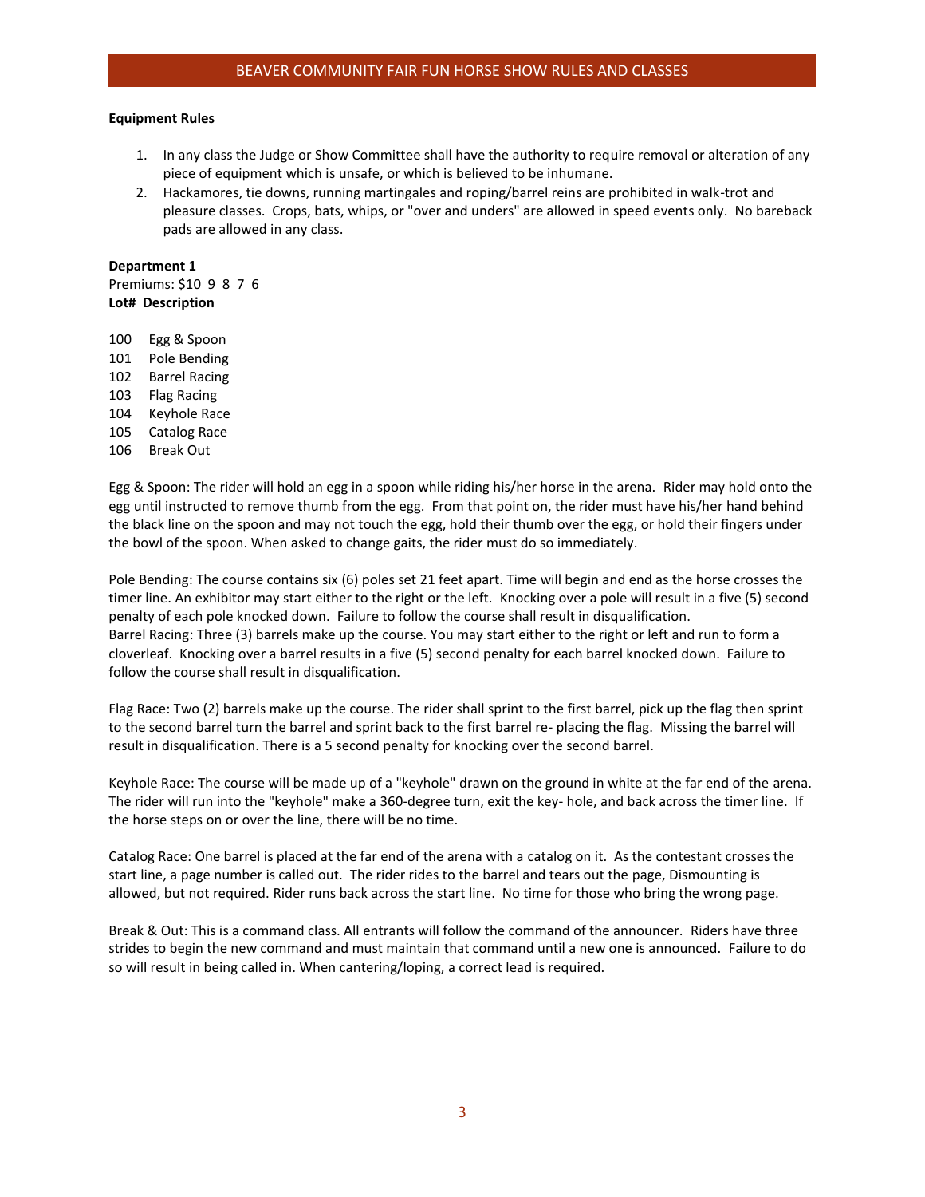# BEAVER COMMUNITY FAIR FUN HORSE SHOW RULES AND CLASSES

**Equipment Rules**

1. In any class the Judge or Show Committee shall have the authority to require removal or alteration of any piece of equipment which is unsafe, or which is believed to be inhumane.
2. Hackamores, tie downs, running martingales and roping/barrel reins are prohibited in walk-trot and pleasure classes. Crops, bats, whips, or "over and unders" are allowed in speed events only. No bareback pads are allowed in any class.

**Department 1**
Premiums: $10 9 8 7 6
**Lot# Description**

100 Egg & Spoon
101 Pole Bending
102 Barrel Racing
103 Flag Racing
104 Keyhole Race
105 Catalog Race
106 Break Out

Egg & Spoon: The rider will hold an egg in a spoon while riding his/her horse in the arena. Rider may hold onto the egg until instructed to remove thumb from the egg. From that point on, the rider must have his/her hand behind the black line on the spoon and may not touch the egg, hold their thumb over the egg, or hold their fingers under the bowl of the spoon. When asked to change gaits, the rider must do so immediately.

Pole Bending: The course contains six (6) poles set 21 feet apart. Time will begin and end as the horse crosses the timer line. An exhibitor may start either to the right or the left. Knocking over a pole will result in a five (5) second penalty of each pole knocked down. Failure to follow the course shall result in disqualification.
Barrel Racing: Three (3) barrels make up the course. You may start either to the right or left and run to form a cloverleaf. Knocking over a barrel results in a five (5) second penalty for each barrel knocked down. Failure to follow the course shall result in disqualification.

Flag Race: Two (2) barrels make up the course. The rider shall sprint to the first barrel, pick up the flag then sprint to the second barrel turn the barrel and sprint back to the first barrel re- placing the flag. Missing the barrel will result in disqualification. There is a 5 second penalty for knocking over the second barrel.

Keyhole Race: The course will be made up of a "keyhole" drawn on the ground in white at the far end of the arena. The rider will run into the "keyhole" make a 360-degree turn, exit the key- hole, and back across the timer line. If the horse steps on or over the line, there will be no time.

Catalog Race: One barrel is placed at the far end of the arena with a catalog on it. As the contestant crosses the start line, a page number is called out. The rider rides to the barrel and tears out the page, Dismounting is allowed, but not required. Rider runs back across the start line. No time for those who bring the wrong page.

Break & Out: This is a command class. All entrants will follow the command of the announcer. Riders have three strides to begin the new command and must maintain that command until a new one is announced. Failure to do so will result in being called in. When cantering/loping, a correct lead is required.